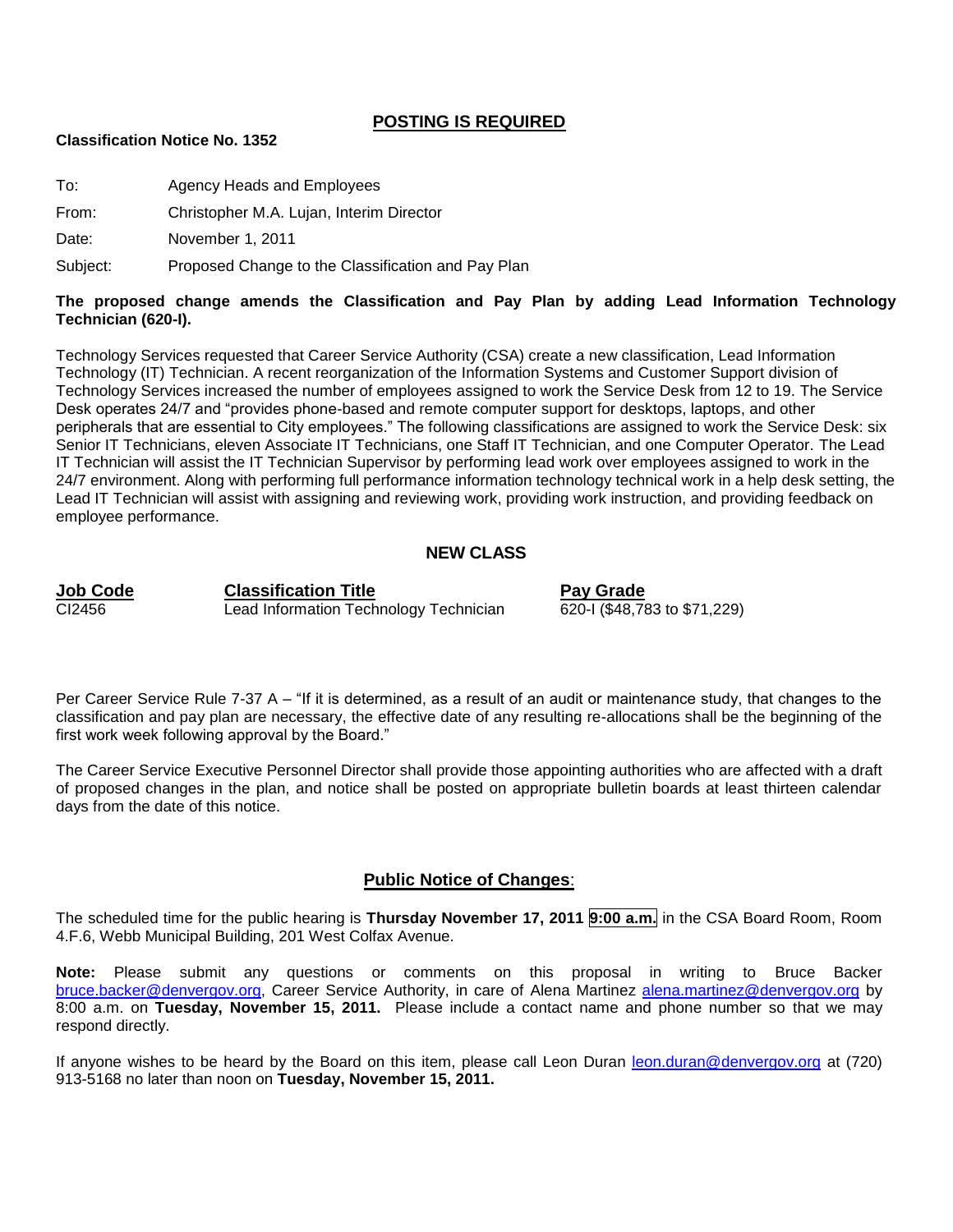## POSTING IS REQUIRED

**Classification Notice No. 1352**

To: Agency Heads and Employees

From: Christopher M.A. Lujan, Interim Director

Date: November 1, 2011

Subject: Proposed Change to the Classification and Pay Plan

**The proposed change amends the Classification and Pay Plan by adding Lead Information Technology Technician (620-I).**

Technology Services requested that Career Service Authority (CSA) create a new classification, Lead Information Technology (IT) Technician. A recent reorganization of the Information Systems and Customer Support division of Technology Services increased the number of employees assigned to work the Service Desk from 12 to 19. The Service Desk operates 24/7 and "provides phone-based and remote computer support for desktops, laptops, and other peripherals that are essential to City employees." The following classifications are assigned to work the Service Desk: six Senior IT Technicians, eleven Associate IT Technicians, one Staff IT Technician, and one Computer Operator. The Lead IT Technician will assist the IT Technician Supervisor by performing lead work over employees assigned to work in the 24/7 environment. Along with performing full performance information technology technical work in a help desk setting, the Lead IT Technician will assist with assigning and reviewing work, providing work instruction, and providing feedback on employee performance.

### NEW CLASS

| Job Code | Classification Title | Pay Grade |
|---|---|---|
| CI2456 | Lead Information Technology Technician | 620-I ($48,783 to $71,229) |

Per Career Service Rule 7-37 A – "If it is determined, as a result of an audit or maintenance study, that changes to the classification and pay plan are necessary, the effective date of any resulting re-allocations shall be the beginning of the first work week following approval by the Board."

The Career Service Executive Personnel Director shall provide those appointing authorities who are affected with a draft of proposed changes in the plan, and notice shall be posted on appropriate bulletin boards at least thirteen calendar days from the date of this notice.

### Public Notice of Changes:

The scheduled time for the public hearing is **Thursday November 17, 2011 9:00 a.m.** in the CSA Board Room, Room 4.F.6, Webb Municipal Building, 201 West Colfax Avenue.

**Note:** Please submit any questions or comments on this proposal in writing to Bruce Backer bruce.backer@denvergov.org, Career Service Authority, in care of Alena Martinez alena.martinez@denvergov.org by 8:00 a.m. on **Tuesday, November 15, 2011.** Please include a contact name and phone number so that we may respond directly.

If anyone wishes to be heard by the Board on this item, please call Leon Duran leon.duran@denvergov.org at (720) 913-5168 no later than noon on **Tuesday, November 15, 2011.**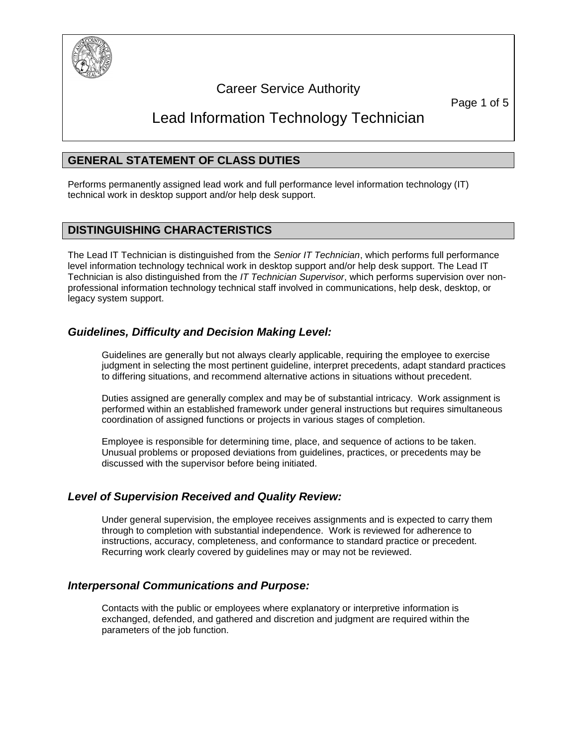# Career Service Authority

# Lead Information Technology Technician

## GENERAL STATEMENT OF CLASS DUTIES

Performs permanently assigned lead work and full performance level information technology (IT) technical work in desktop support and/or help desk support.

## DISTINGUISHING CHARACTERISTICS

The Lead IT Technician is distinguished from the *Senior IT Technician*, which performs full performance level information technology technical work in desktop support and/or help desk support. The Lead IT Technician is also distinguished from the *IT Technician Supervisor*, which performs supervision over non-professional information technology technical staff involved in communications, help desk, desktop, or legacy system support.

### *Guidelines, Difficulty and Decision Making Level:*

Guidelines are generally but not always clearly applicable, requiring the employee to exercise judgment in selecting the most pertinent guideline, interpret precedents, adapt standard practices to differing situations, and recommend alternative actions in situations without precedent.

Duties assigned are generally complex and may be of substantial intricacy. Work assignment is performed within an established framework under general instructions but requires simultaneous coordination of assigned functions or projects in various stages of completion.

Employee is responsible for determining time, place, and sequence of actions to be taken. Unusual problems or proposed deviations from guidelines, practices, or precedents may be discussed with the supervisor before being initiated.

### *Level of Supervision Received and Quality Review:*

Under general supervision, the employee receives assignments and is expected to carry them through to completion with substantial independence. Work is reviewed for adherence to instructions, accuracy, completeness, and conformance to standard practice or precedent. Recurring work clearly covered by guidelines may or may not be reviewed.

### *Interpersonal Communications and Purpose:*

Contacts with the public or employees where explanatory or interpretive information is exchanged, defended, and gathered and discretion and judgment are required within the parameters of the job function.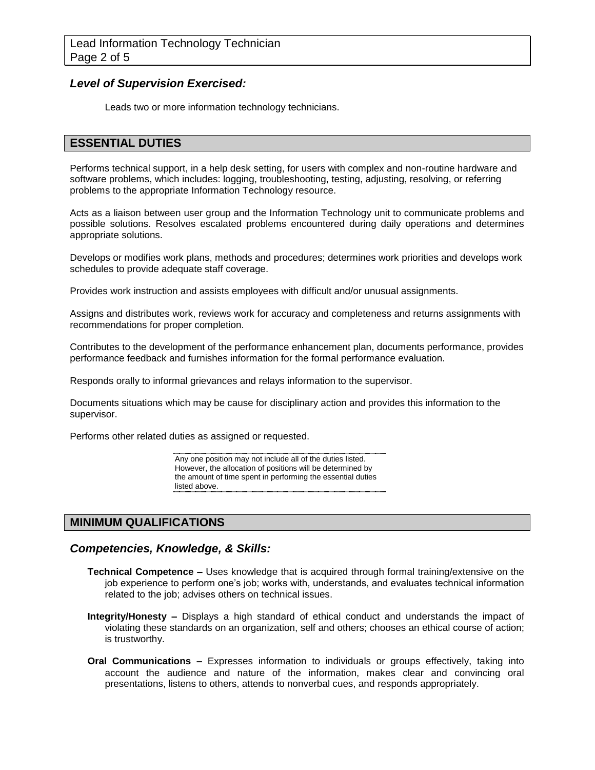### *Level of Supervision Exercised:*

Leads two or more information technology technicians.

## ESSENTIAL DUTIES

Performs technical support, in a help desk setting, for users with complex and non-routine hardware and software problems, which includes: logging, troubleshooting, testing, adjusting, resolving, or referring problems to the appropriate Information Technology resource.

Acts as a liaison between user group and the Information Technology unit to communicate problems and possible solutions. Resolves escalated problems encountered during daily operations and determines appropriate solutions.

Develops or modifies work plans, methods and procedures; determines work priorities and develops work schedules to provide adequate staff coverage.

Provides work instruction and assists employees with difficult and/or unusual assignments.

Assigns and distributes work, reviews work for accuracy and completeness and returns assignments with recommendations for proper completion.

Contributes to the development of the performance enhancement plan, documents performance, provides performance feedback and furnishes information for the formal performance evaluation.

Responds orally to informal grievances and relays information to the supervisor.

Documents situations which may be cause for disciplinary action and provides this information to the supervisor.

Performs other related duties as assigned or requested.

> Any one position may not include all of the duties listed. However, the allocation of positions will be determined by the amount of time spent in performing the essential duties listed above.

## MINIMUM QUALIFICATIONS

### *Competencies, Knowledge, & Skills:*

**Technical Competence –** Uses knowledge that is acquired through formal training/extensive on the job experience to perform one's job; works with, understands, and evaluates technical information related to the job; advises others on technical issues.

**Integrity/Honesty –** Displays a high standard of ethical conduct and understands the impact of violating these standards on an organization, self and others; chooses an ethical course of action; is trustworthy.

**Oral Communications –** Expresses information to individuals or groups effectively, taking into account the audience and nature of the information, makes clear and convincing oral presentations, listens to others, attends to nonverbal cues, and responds appropriately.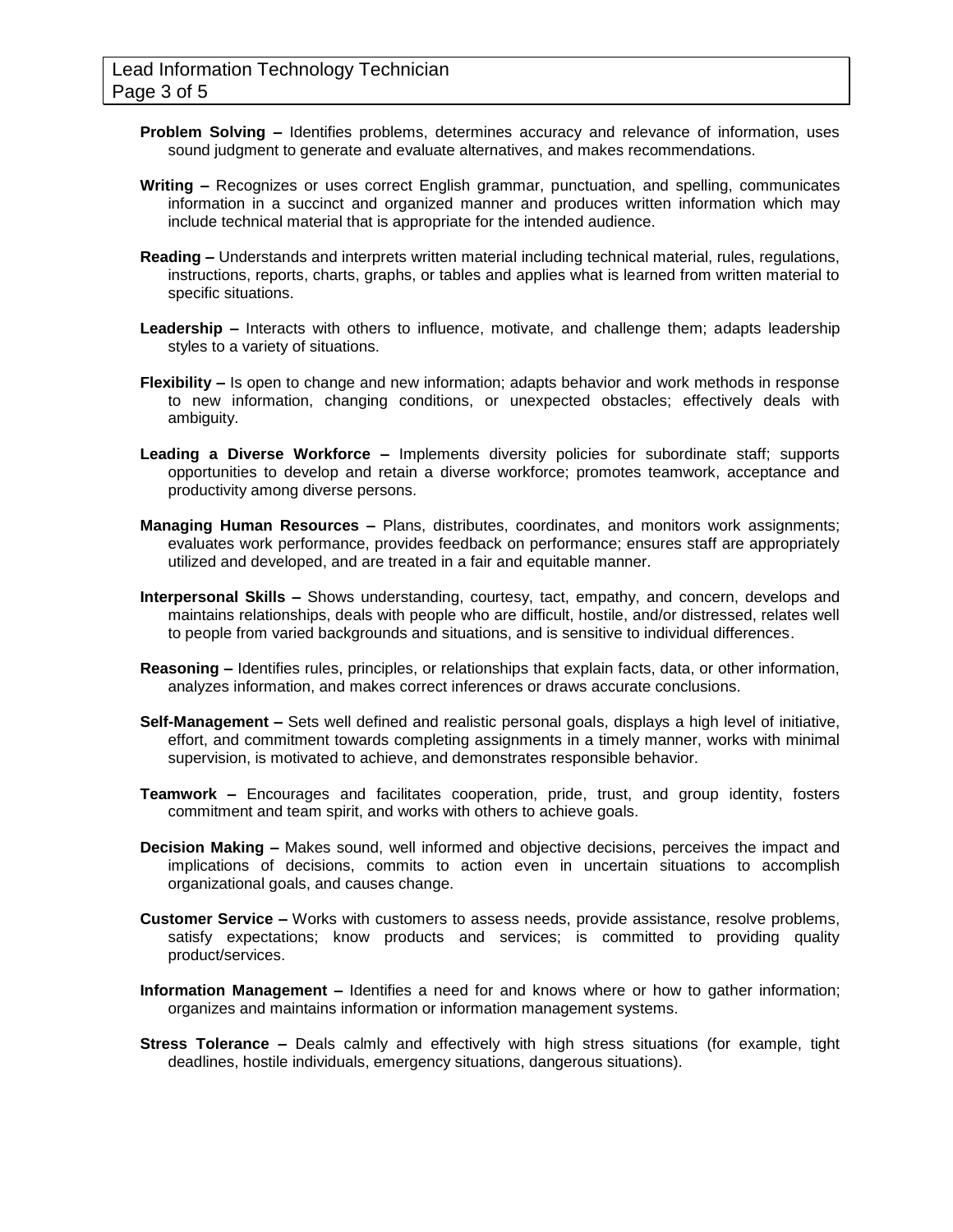**Problem Solving –** Identifies problems, determines accuracy and relevance of information, uses sound judgment to generate and evaluate alternatives, and makes recommendations.

**Writing –** Recognizes or uses correct English grammar, punctuation, and spelling, communicates information in a succinct and organized manner and produces written information which may include technical material that is appropriate for the intended audience.

**Reading –** Understands and interprets written material including technical material, rules, regulations, instructions, reports, charts, graphs, or tables and applies what is learned from written material to specific situations.

**Leadership –** Interacts with others to influence, motivate, and challenge them; adapts leadership styles to a variety of situations.

**Flexibility –** Is open to change and new information; adapts behavior and work methods in response to new information, changing conditions, or unexpected obstacles; effectively deals with ambiguity.

**Leading a Diverse Workforce –** Implements diversity policies for subordinate staff; supports opportunities to develop and retain a diverse workforce; promotes teamwork, acceptance and productivity among diverse persons.

**Managing Human Resources –** Plans, distributes, coordinates, and monitors work assignments; evaluates work performance, provides feedback on performance; ensures staff are appropriately utilized and developed, and are treated in a fair and equitable manner.

**Interpersonal Skills –** Shows understanding, courtesy, tact, empathy, and concern, develops and maintains relationships, deals with people who are difficult, hostile, and/or distressed, relates well to people from varied backgrounds and situations, and is sensitive to individual differences.

**Reasoning –** Identifies rules, principles, or relationships that explain facts, data, or other information, analyzes information, and makes correct inferences or draws accurate conclusions.

**Self-Management –** Sets well defined and realistic personal goals, displays a high level of initiative, effort, and commitment towards completing assignments in a timely manner, works with minimal supervision, is motivated to achieve, and demonstrates responsible behavior.

**Teamwork –** Encourages and facilitates cooperation, pride, trust, and group identity, fosters commitment and team spirit, and works with others to achieve goals.

**Decision Making –** Makes sound, well informed and objective decisions, perceives the impact and implications of decisions, commits to action even in uncertain situations to accomplish organizational goals, and causes change.

**Customer Service –** Works with customers to assess needs, provide assistance, resolve problems, satisfy expectations; know products and services; is committed to providing quality product/services.

**Information Management –** Identifies a need for and knows where or how to gather information; organizes and maintains information or information management systems.

**Stress Tolerance –** Deals calmly and effectively with high stress situations (for example, tight deadlines, hostile individuals, emergency situations, dangerous situations).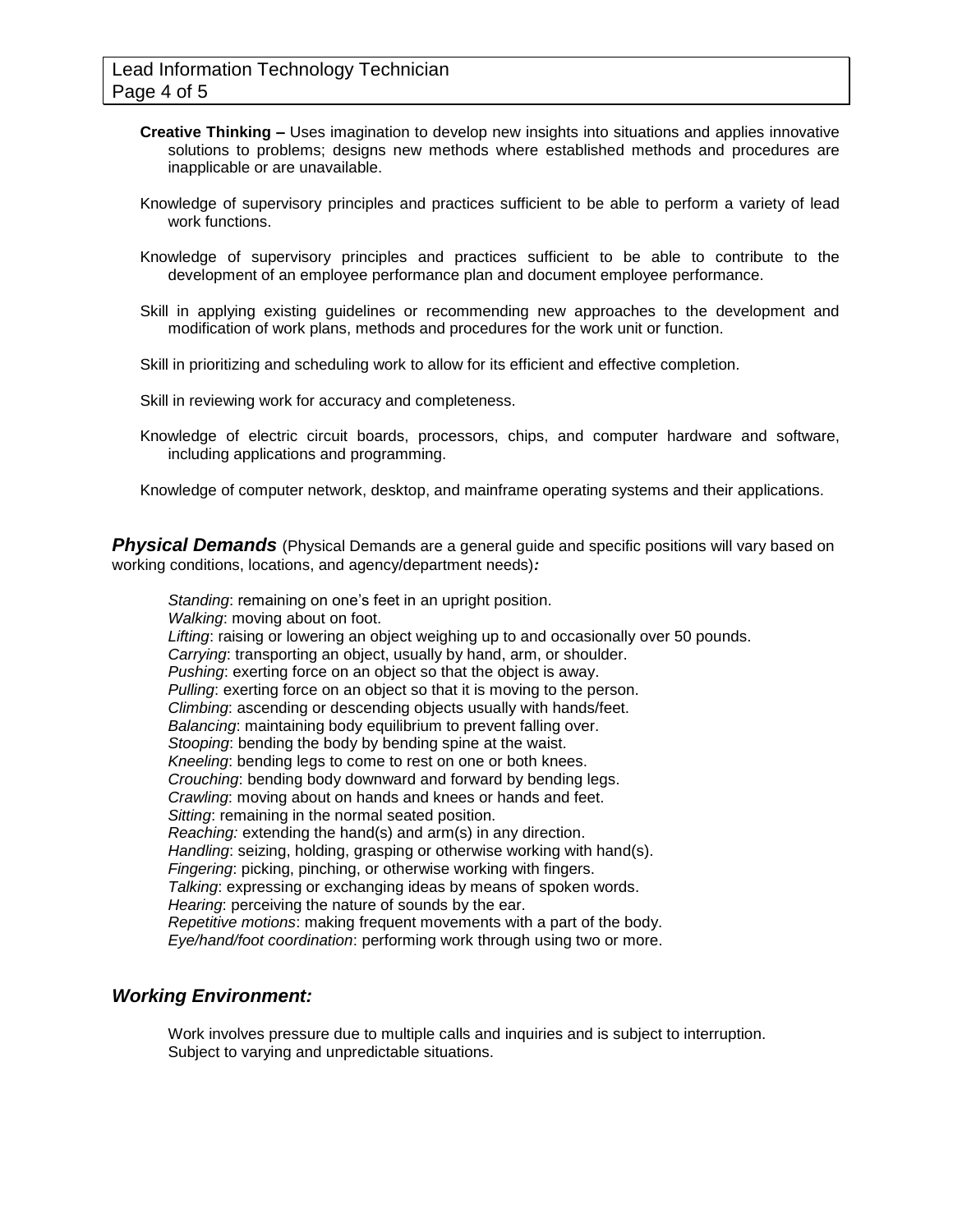**Creative Thinking –** Uses imagination to develop new insights into situations and applies innovative solutions to problems; designs new methods where established methods and procedures are inapplicable or are unavailable.

Knowledge of supervisory principles and practices sufficient to be able to perform a variety of lead work functions.

Knowledge of supervisory principles and practices sufficient to be able to contribute to the development of an employee performance plan and document employee performance.

Skill in applying existing guidelines or recommending new approaches to the development and modification of work plans, methods and procedures for the work unit or function.

Skill in prioritizing and scheduling work to allow for its efficient and effective completion.

Skill in reviewing work for accuracy and completeness.

Knowledge of electric circuit boards, processors, chips, and computer hardware and software, including applications and programming.

Knowledge of computer network, desktop, and mainframe operating systems and their applications.

## ***Physical Demands*** (Physical Demands are a general guide and specific positions will vary based on working conditions, locations, and agency/department needs)***:***

*Standing*: remaining on one's feet in an upright position.
*Walking*: moving about on foot.
*Lifting*: raising or lowering an object weighing up to and occasionally over 50 pounds.
*Carrying*: transporting an object, usually by hand, arm, or shoulder.
*Pushing*: exerting force on an object so that the object is away.
*Pulling*: exerting force on an object so that it is moving to the person.
*Climbing*: ascending or descending objects usually with hands/feet.
*Balancing*: maintaining body equilibrium to prevent falling over.
*Stooping*: bending the body by bending spine at the waist.
*Kneeling*: bending legs to come to rest on one or both knees.
*Crouching*: bending body downward and forward by bending legs.
*Crawling*: moving about on hands and knees or hands and feet.
*Sitting*: remaining in the normal seated position.
*Reaching:* extending the hand(s) and arm(s) in any direction.
*Handling*: seizing, holding, grasping or otherwise working with hand(s).
*Fingering*: picking, pinching, or otherwise working with fingers.
*Talking*: expressing or exchanging ideas by means of spoken words.
*Hearing*: perceiving the nature of sounds by the ear.
*Repetitive motions*: making frequent movements with a part of the body.
*Eye/hand/foot coordination*: performing work through using two or more.

## ***Working Environment:***

Work involves pressure due to multiple calls and inquiries and is subject to interruption.
Subject to varying and unpredictable situations.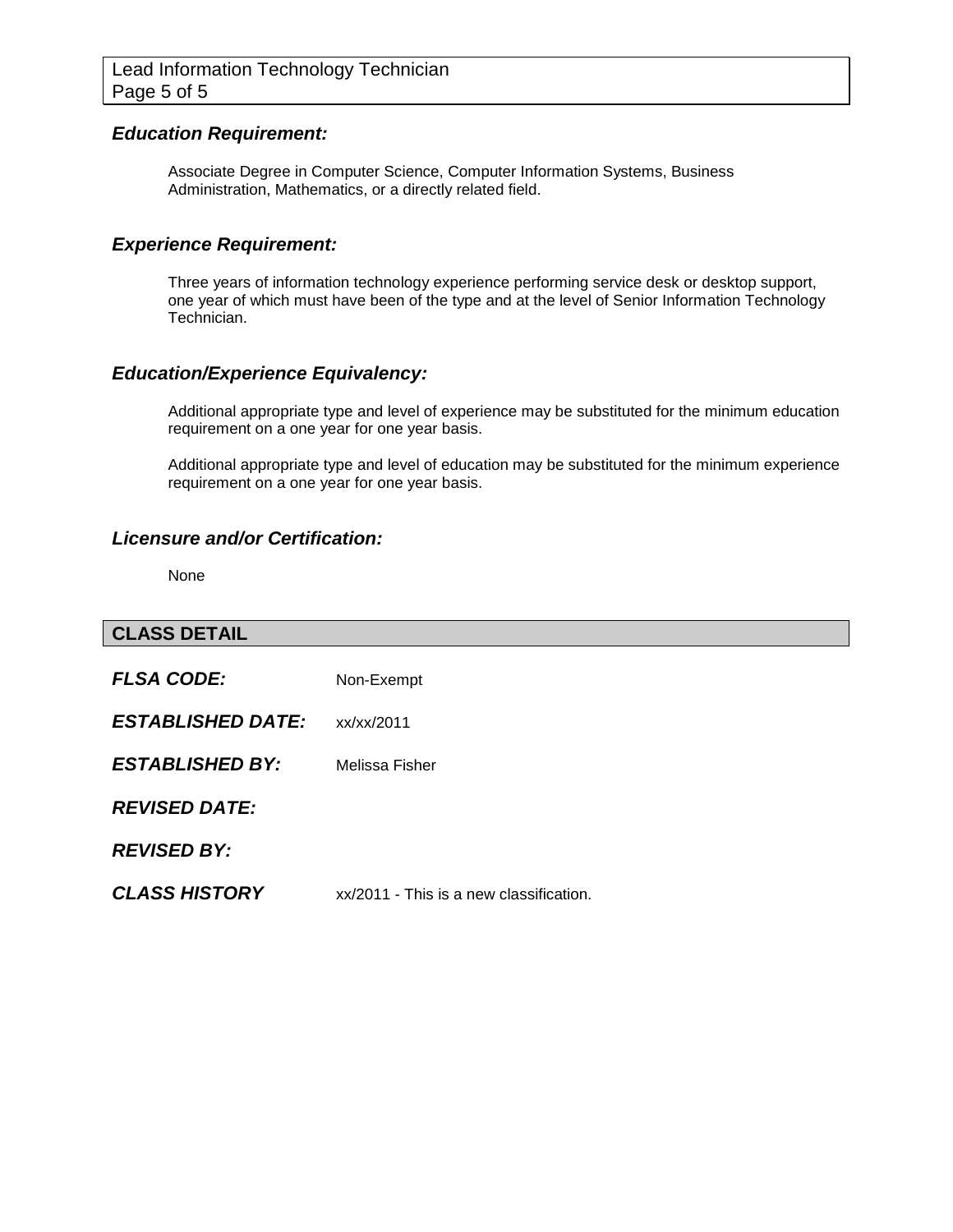### *Education Requirement:*

Associate Degree in Computer Science, Computer Information Systems, Business Administration, Mathematics, or a directly related field.

### *Experience Requirement:*

Three years of information technology experience performing service desk or desktop support, one year of which must have been of the type and at the level of Senior Information Technology Technician.

### *Education/Experience Equivalency:*

Additional appropriate type and level of experience may be substituted for the minimum education requirement on a one year for one year basis.

Additional appropriate type and level of education may be substituted for the minimum experience requirement on a one year for one year basis.

### *Licensure and/or Certification:*

None

## CLASS DETAIL

***FLSA CODE:*** Non-Exempt

***ESTABLISHED DATE:*** xx/xx/2011

***ESTABLISHED BY:*** Melissa Fisher

***REVISED DATE:***

***REVISED BY:***

***CLASS HISTORY*** xx/2011 - This is a new classification.